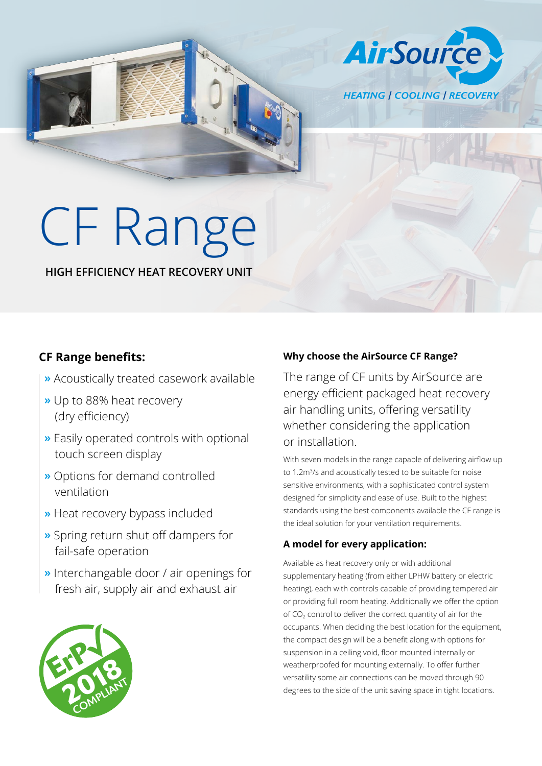AirSource

HEATING | COOLING | RECOVERY

# CF Range

**HIGH EFFICIENCY HEAT RECOVERY UNIT**

## CF Range benefits:

- » Acoustically treated casework available
- » Up to 88% heat recovery (dry efficiency)
- » Easily operated controls with optional touch screen display
- » Options for demand controlled ventilation
- » Heat recovery bypass included
- » Spring return shut off dampers for fail-safe operation
- » Interchangable door / air openings for fresh air, supply air and exhaust air

ErP 2018 COMPLIANT

### Why choose the AirSource CF Range?

The range of CF units by AirSource are energy efficient packaged heat recovery air handling units, offering versatility whether considering the application or installation.

With seven models in the range capable of delivering airflow up to 1.2m$^3$/s and acoustically tested to be suitable for noise sensitive environments, with a sophisticated control system designed for simplicity and ease of use. Built to the highest standards using the best components available the CF range is the ideal solution for your ventilation requirements.

### A model for every application:

Available as heat recovery only or with additional supplementary heating (from either LPHW battery or electric heating), each with controls capable of providing tempered air or providing full room heating. Additionally we offer the option of $CO_2$ control to deliver the correct quantity of air for the occupants. When deciding the best location for the equipment, the compact design will be a benefit along with options for suspension in a ceiling void, floor mounted internally or weatherproofed for mounting externally. To offer further versatility some air connections can be moved through 90 degrees to the side of the unit saving space in tight locations.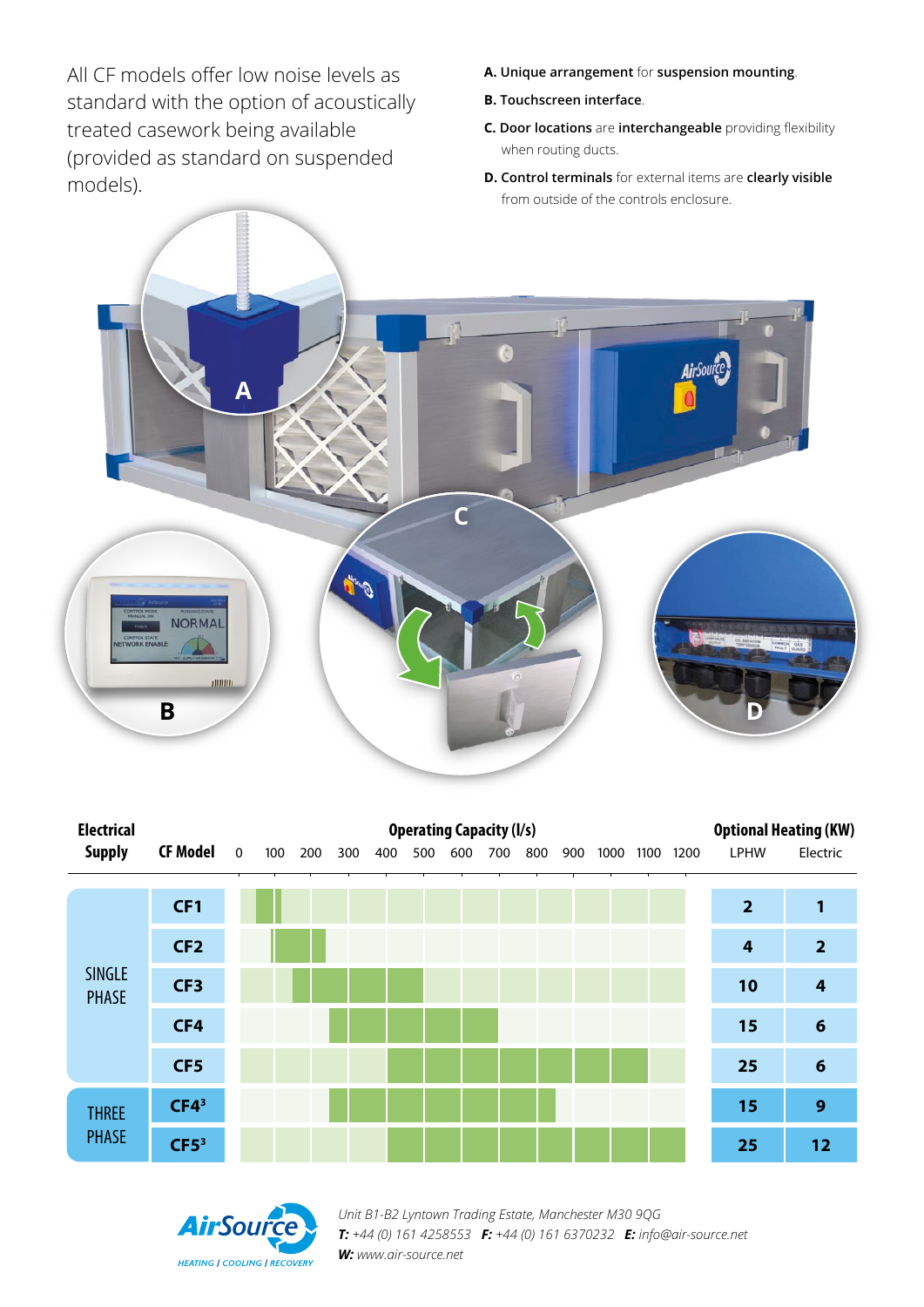All CF models offer low noise levels as standard with the option of acoustically treated casework being available (provided as standard on suspended models).

**A. Unique arrangement** for **suspension mounting**.

**B. Touchscreen interface**.

**C. Door locations** are **interchangeable** providing flexibility when routing ducts.

**D. Control terminals** for external items are **clearly visible** from outside of the controls enclosure.

| Electrical Supply | CF Model | Operating Capacity (l/s) 0 100 200 300 400 500 600 700 800 900 1000 1100 1200 | Optional Heating (KW) LPHW | Optional Heating (KW) Electric |
|---|---|---|---|---|
| SINGLE PHASE | CF1 | | 2 | 1 |
| | CF2 | | 4 | 2 |
| | CF3 | | 10 | 4 |
| | CF4 | | 15 | 6 |
| | CF5 | | 25 | 6 |
| THREE PHASE | CF4[3] | | 15 | 9 |
| | CF5[3] | | 25 | 12 |

AirSource
HEATING | COOLING | RECOVERY

*Unit B1-B2 Lyntown Trading Estate, Manchester M30 9QG*
***T:*** *+44 (0) 161 4258553* ***F:*** *+44 (0) 161 6370232* ***E:*** *info@air-source.net*
***W:*** *www.air-source.net*